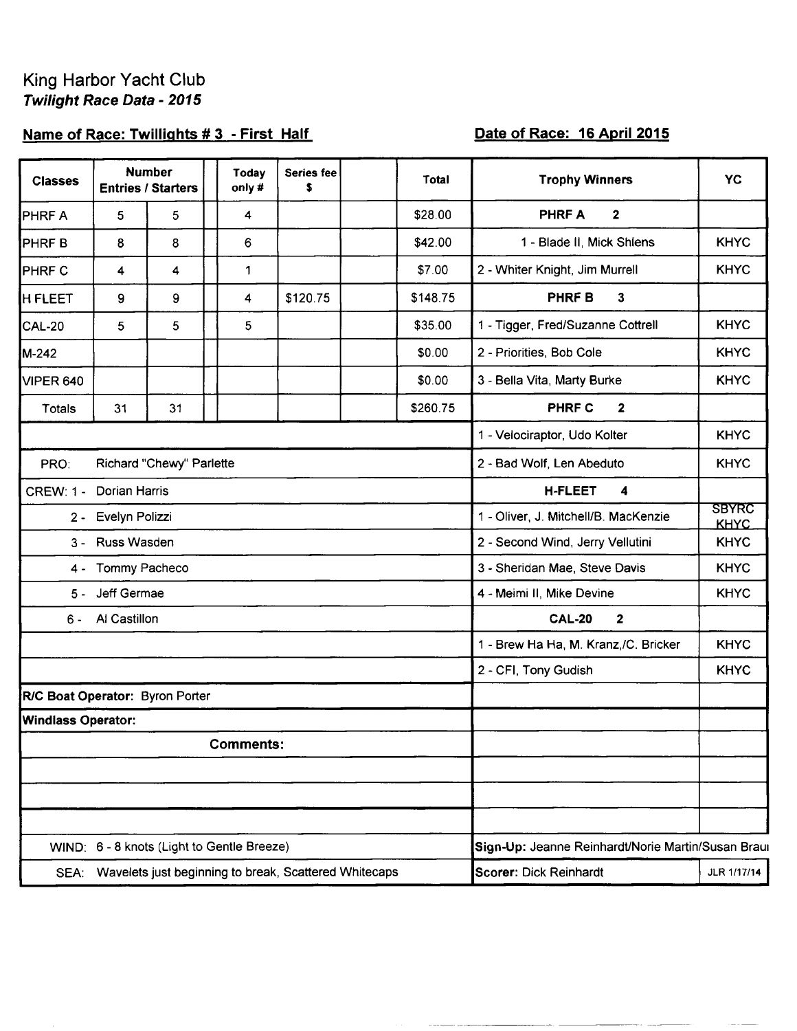# King Harbor Yacht Club

***Twilight Race Data - 2015***

**Name of Race: Twillights # 3 - First Half** | **Date of Race: 16 April 2015**

| Classes | Number Entries | Starters | | Today only # | Series fee $ | | Total |
|---|---|---|---|---|---|---|---|
| PHRF A | 5 | 5 | | 4 | | | $28.00 |
| PHRF B | 8 | 8 | | 6 | | | $42.00 |
| PHRF C | 4 | 4 | | 1 | | | $7.00 |
| H FLEET | 9 | 9 | | 4 | $120.75 | | $148.75 |
| CAL-20 | 5 | 5 | | 5 | | | $35.00 |
| M-242 | | | | | | | $0.00 |
| VIPER 640 | | | | | | | $0.00 |
| Totals | 31 | 31 | | | | | $260.75 |

PRO: Richard "Chewy" Parlette

CREW:
1 - Dorian Harris
2 - Evelyn Polizzi
3 - Russ Wasden
4 - Tommy Pacheco
5 - Jeff Germae
6 - Al Castillon

**R/C Boat Operator:** Byron Porter

**Windlass Operator:**

**Comments:**

WIND: 6 - 8 knots (Light to Gentle Breeze)

SEA: Wavelets just beginning to break, Scattered Whitecaps

| Trophy Winners | YC |
|---|---|
| **PHRF A 2** | |
| 1 - Blade II, Mick Shlens | KHYC |
| 2 - Whiter Knight, Jim Murrell | KHYC |
| **PHRF B 3** | |
| 1 - Tigger, Fred/Suzanne Cottrell | KHYC |
| 2 - Priorities, Bob Cole | KHYC |
| 3 - Bella Vita, Marty Burke | KHYC |
| **PHRF C 2** | |
| 1 - Velociraptor, Udo Kolter | KHYC |
| 2 - Bad Wolf, Len Abeduto | KHYC |
| **H-FLEET 4** | |
| 1 - Oliver, J. Mitchell/B. MacKenzie | SBYRC KHYC |
| 2 - Second Wind, Jerry Vellutini | KHYC |
| 3 - Sheridan Mae, Steve Davis | KHYC |
| 4 - Meimi II, Mike Devine | KHYC |
| **CAL-20 2** | |
| 1 - Brew Ha Ha, M. Kranz,/C. Bricker | KHYC |
| 2 - CFI, Tony Gudish | KHYC |

**Sign-Up:** Jeanne Reinhardt/Norie Martin/Susan Braui

**Scorer:** Dick Reinhardt

JLR 1/17/14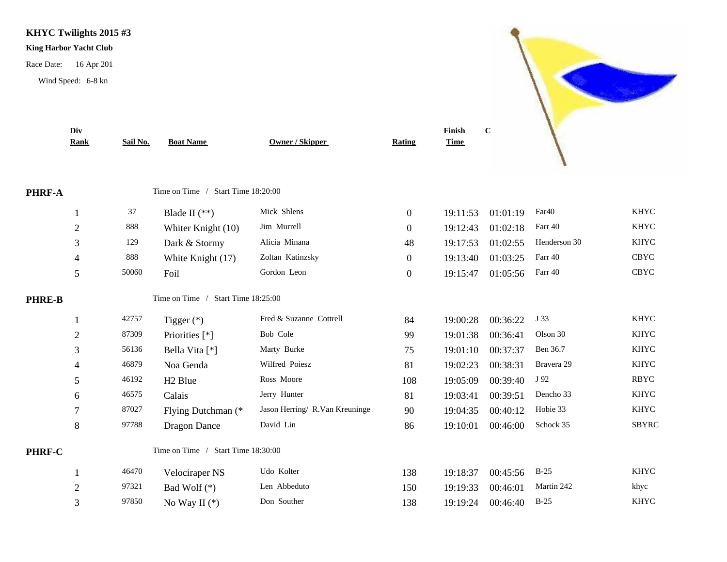# KHYC Twilights 2015 #3

**King Harbor Yacht Club**

Race Date: 16 Apr 201

Wind Speed: 6-8 kn

| Div Rank | Sail No. | Boat Name | Owner / Skipper | Rating | Finish Time | C | | |
|---|---|---|---|---|---|---|---|---|
| **PHRF-A** | | Time on Time / Start Time 18:20:00 | | | | | | |
| 1 | 37 | Blade II (**) | Mick Shlens | 0 | 19:11:53 | 01:01:19 | Far40 | KHYC |
| 2 | 888 | Whiter Knight (10) | Jim Murrell | 0 | 19:12:43 | 01:02:18 | Farr 40 | KHYC |
| 3 | 129 | Dark & Stormy | Alicia Minana | 48 | 19:17:53 | 01:02:55 | Henderson 30 | KHYC |
| 4 | 888 | White Knight (17) | Zoltan Katinzsky | 0 | 19:13:40 | 01:03:25 | Farr 40 | CBYC |
| 5 | 50060 | Foil | Gordon Leon | 0 | 19:15:47 | 01:05:56 | Farr 40 | CBYC |
| **PHRE-B** | | Time on Time / Start Time 18:25:00 | | | | | | |
| 1 | 42757 | Tigger (*) | Fred & Suzanne Cottrell | 84 | 19:00:28 | 00:36:22 | J 33 | KHYC |
| 2 | 87309 | Priorities [*] | Bob Cole | 99 | 19:01:38 | 00:36:41 | Olson 30 | KHYC |
| 3 | 56136 | Bella Vita [*] | Marty Burke | 75 | 19:01:10 | 00:37:37 | Ben 36.7 | KHYC |
| 4 | 46879 | Noa Genda | Wilfred Poiesz | 81 | 19:02:23 | 00:38:31 | Bravera 29 | KHYC |
| 5 | 46192 | H2 Blue | Ross Moore | 108 | 19:05:09 | 00:39:40 | J 92 | RBYC |
| 6 | 46575 | Calais | Jerry Hunter | 81 | 19:03:41 | 00:39:51 | Dencho 33 | KHYC |
| 7 | 87027 | Flying Dutchman (* | Jason Herring/ R.Van Kreuninge | 90 | 19:04:35 | 00:40:12 | Hobie 33 | KHYC |
| 8 | 97788 | Dragon Dance | David Lin | 86 | 19:10:01 | 00:46:00 | Schock 35 | SBYRC |
| **PHRF-C** | | Time on Time / Start Time 18:30:00 | | | | | | |
| 1 | 46470 | Velociraper NS | Udo Kolter | 138 | 19:18:37 | 00:45:56 | B-25 | KHYC |
| 2 | 97321 | Bad Wolf (*) | Len Abbeduto | 150 | 19:19:33 | 00:46:01 | Martin 242 | khyc |
| 3 | 97850 | No Way II (*) | Don Souther | 138 | 19:19:24 | 00:46:40 | B-25 | KHYC |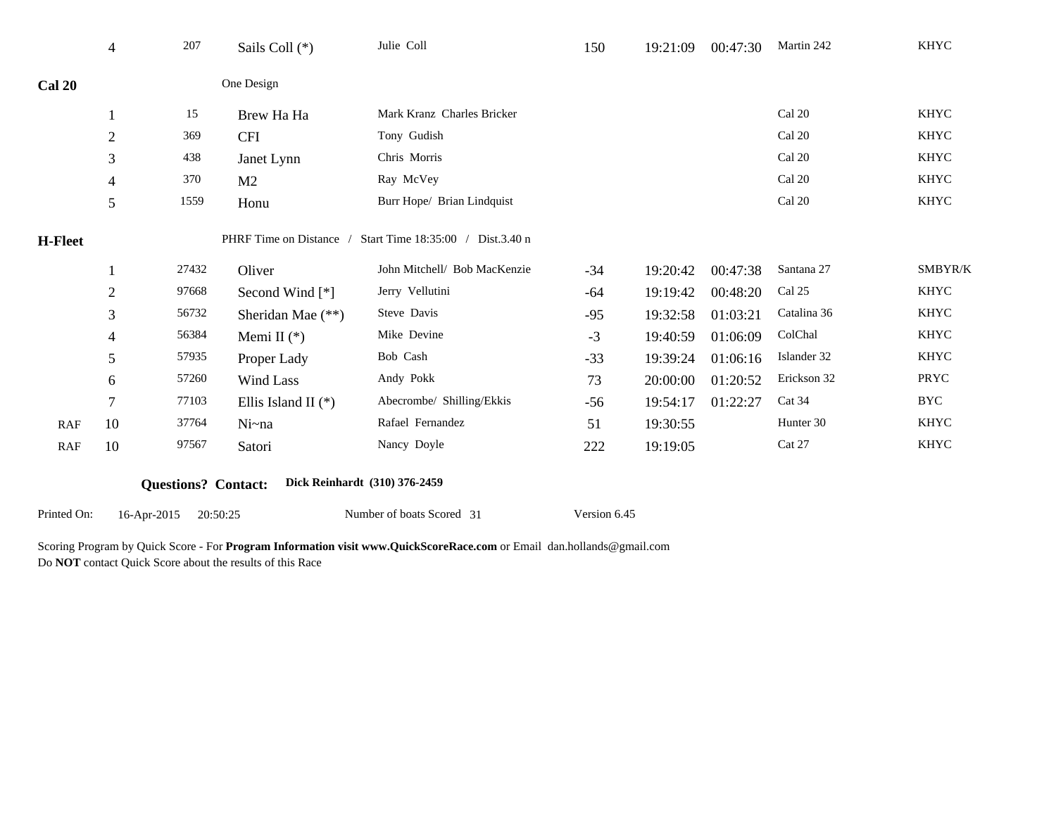| | | | | | | | | | |
|---|---|---|---|---|---|---|---|---|---|
| | 4 | 207 | Sails Coll (*) | Julie Coll | 150 | 19:21:09 | 00:47:30 | Martin 242 | KHYC |

**Cal 20** — One Design

| | | | | | | | | | |
|---|---|---|---|---|---|---|---|---|---|
| | 1 | 15 | Brew Ha Ha | Mark Kranz Charles Bricker | | | | Cal 20 | KHYC |
| | 2 | 369 | CFI | Tony Gudish | | | | Cal 20 | KHYC |
| | 3 | 438 | Janet Lynn | Chris Morris | | | | Cal 20 | KHYC |
| | 4 | 370 | M2 | Ray McVey | | | | Cal 20 | KHYC |
| | 5 | 1559 | Honu | Burr Hope/ Brian Lindquist | | | | Cal 20 | KHYC |

**H-Fleet** — PHRF Time on Distance / Start Time 18:35:00 / Dist.3.40 n

| | | | | | | | | | |
|---|---|---|---|---|---|---|---|---|---|
| | 1 | 27432 | Oliver | John Mitchell/ Bob MacKenzie | -34 | 19:20:42 | 00:47:38 | Santana 27 | SMBYR/K |
| | 2 | 97668 | Second Wind [*] | Jerry Vellutini | -64 | 19:19:42 | 00:48:20 | Cal 25 | KHYC |
| | 3 | 56732 | Sheridan Mae (**) | Steve Davis | -95 | 19:32:58 | 01:03:21 | Catalina 36 | KHYC |
| | 4 | 56384 | Memi II (*) | Mike Devine | -3 | 19:40:59 | 01:06:09 | ColChal | KHYC |
| | 5 | 57935 | Proper Lady | Bob Cash | -33 | 19:39:24 | 01:06:16 | Islander 32 | KHYC |
| | 6 | 57260 | Wind Lass | Andy Pokk | 73 | 20:00:00 | 01:20:52 | Erickson 32 | PRYC |
| | 7 | 77103 | Ellis Island II (*) | Abecrombe/ Shilling/Ekkis | -56 | 19:54:17 | 01:22:27 | Cat 34 | BYC |
| RAF | 10 | 37764 | Ni~na | Rafael Fernandez | 51 | 19:30:55 | | Hunter 30 | KHYC |
| RAF | 10 | 97567 | Satori | Nancy Doyle | 222 | 19:19:05 | | Cat 27 | KHYC |

**Questions? Contact: Dick Reinhardt (310) 376-2459**

Printed On: 16-Apr-2015 20:50:25 Number of boats Scored 31 Version 6.45

Scoring Program by Quick Score - For **Program Information visit www.QuickScoreRace.com** or Email dan.hollands@gmail.com
Do **NOT** contact Quick Score about the results of this Race